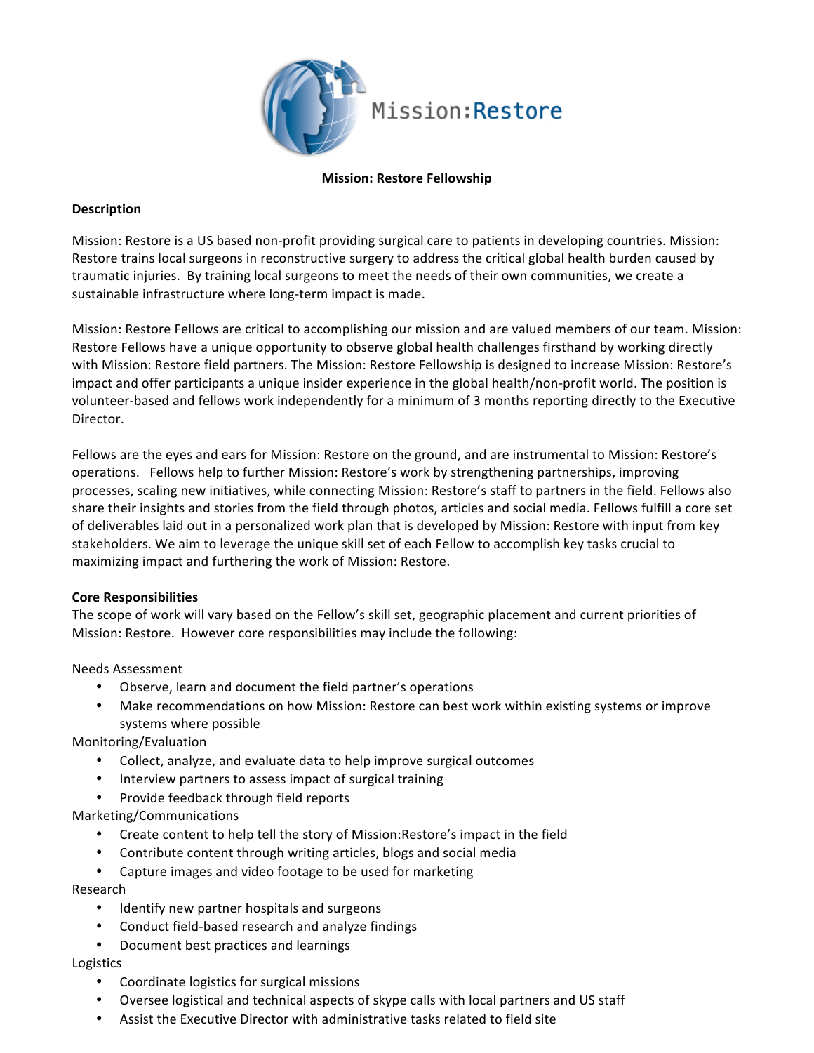# Mission: Restore Fellowship

## Description

Mission: Restore is a US based non-profit providing surgical care to patients in developing countries. Mission: Restore trains local surgeons in reconstructive surgery to address the critical global health burden caused by traumatic injuries. By training local surgeons to meet the needs of their own communities, we create a sustainable infrastructure where long-term impact is made.

Mission: Restore Fellows are critical to accomplishing our mission and are valued members of our team. Mission: Restore Fellows have a unique opportunity to observe global health challenges firsthand by working directly with Mission: Restore field partners. The Mission: Restore Fellowship is designed to increase Mission: Restore's impact and offer participants a unique insider experience in the global health/non-profit world. The position is volunteer-based and fellows work independently for a minimum of 3 months reporting directly to the Executive Director.

Fellows are the eyes and ears for Mission: Restore on the ground, and are instrumental to Mission: Restore's operations. Fellows help to further Mission: Restore's work by strengthening partnerships, improving processes, scaling new initiatives, while connecting Mission: Restore's staff to partners in the field. Fellows also share their insights and stories from the field through photos, articles and social media. Fellows fulfill a core set of deliverables laid out in a personalized work plan that is developed by Mission: Restore with input from key stakeholders. We aim to leverage the unique skill set of each Fellow to accomplish key tasks crucial to maximizing impact and furthering the work of Mission: Restore.

## Core Responsibilities

The scope of work will vary based on the Fellow's skill set, geographic placement and current priorities of Mission: Restore. However core responsibilities may include the following:

Needs Assessment

- Observe, learn and document the field partner's operations
- Make recommendations on how Mission: Restore can best work within existing systems or improve systems where possible

Monitoring/Evaluation

- Collect, analyze, and evaluate data to help improve surgical outcomes
- Interview partners to assess impact of surgical training
- Provide feedback through field reports

Marketing/Communications

- Create content to help tell the story of Mission:Restore's impact in the field
- Contribute content through writing articles, blogs and social media
- Capture images and video footage to be used for marketing

Research

- Identify new partner hospitals and surgeons
- Conduct field-based research and analyze findings
- Document best practices and learnings

Logistics

- Coordinate logistics for surgical missions
- Oversee logistical and technical aspects of skype calls with local partners and US staff
- Assist the Executive Director with administrative tasks related to field site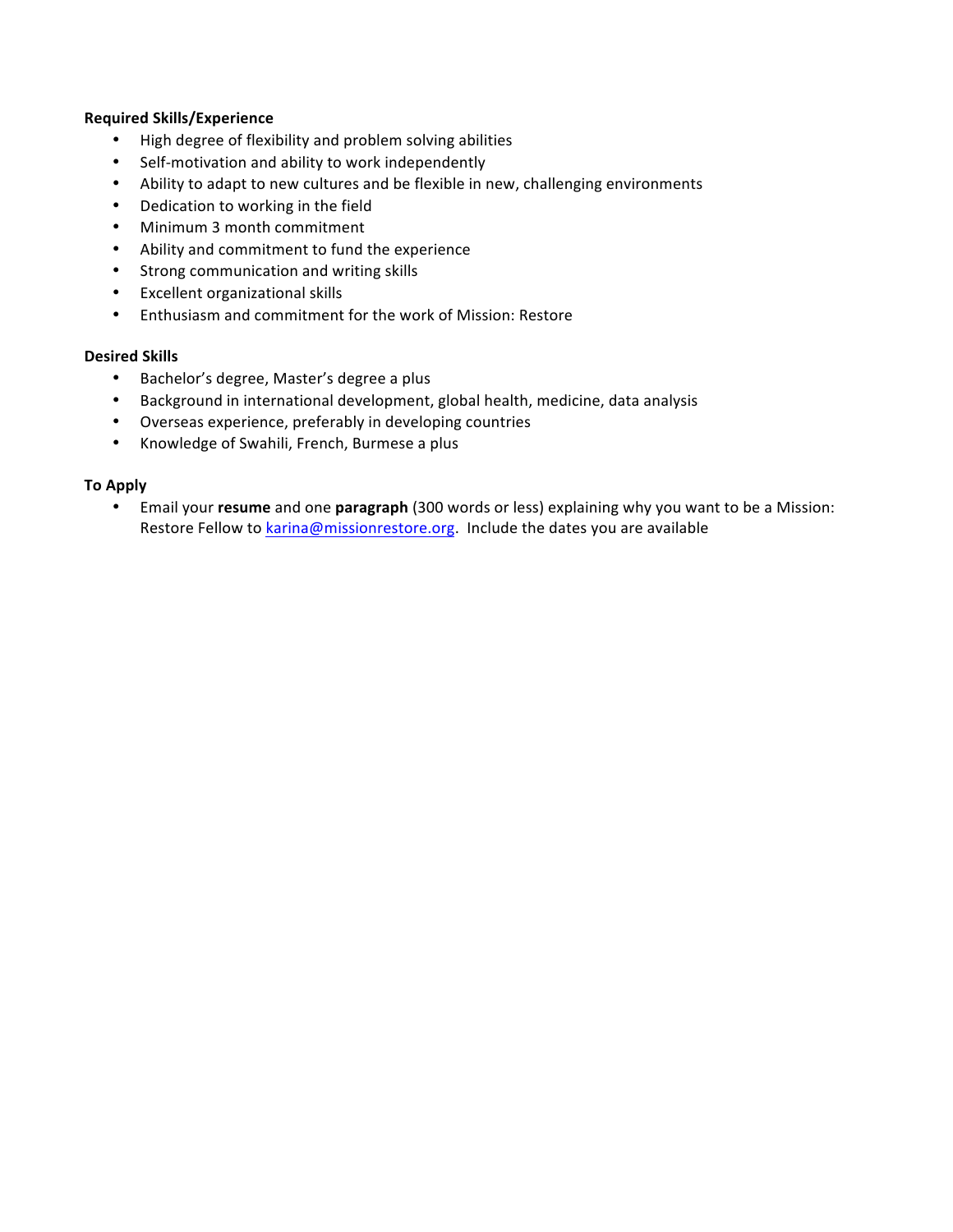**Required Skills/Experience**

- High degree of flexibility and problem solving abilities
- Self-motivation and ability to work independently
- Ability to adapt to new cultures and be flexible in new, challenging environments
- Dedication to working in the field
- Minimum 3 month commitment
- Ability and commitment to fund the experience
- Strong communication and writing skills
- Excellent organizational skills
- Enthusiasm and commitment for the work of Mission: Restore

**Desired Skills**

- Bachelor's degree, Master's degree a plus
- Background in international development, global health, medicine, data analysis
- Overseas experience, preferably in developing countries
- Knowledge of Swahili, French, Burmese a plus

**To Apply**

- Email your **resume** and one **paragraph** (300 words or less) explaining why you want to be a Mission: Restore Fellow to karina@missionrestore.org. Include the dates you are available